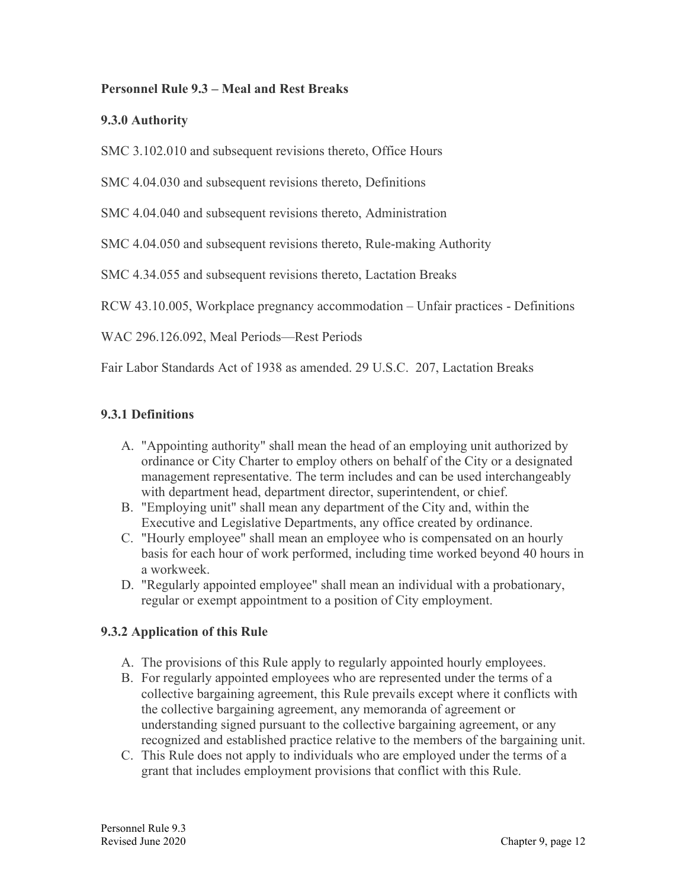# Personnel Rule 9.3 – Meal and Rest Breaks

## 9.3.0 Authority

SMC 3.102.010 and subsequent revisions thereto, Office Hours

SMC 4.04.030 and subsequent revisions thereto, Definitions

SMC 4.04.040 and subsequent revisions thereto, Administration

SMC 4.04.050 and subsequent revisions thereto, Rule-making Authority

SMC 4.34.055 and subsequent revisions thereto, Lactation Breaks

RCW 43.10.005, Workplace pregnancy accommodation – Unfair practices - Definitions

WAC 296.126.092, Meal Periods—Rest Periods

Fair Labor Standards Act of 1938 as amended. 29 U.S.C. 207, Lactation Breaks

## 9.3.1 Definitions

A. "Appointing authority" shall mean the head of an employing unit authorized by ordinance or City Charter to employ others on behalf of the City or a designated management representative. The term includes and can be used interchangeably with department head, department director, superintendent, or chief.
B. "Employing unit" shall mean any department of the City and, within the Executive and Legislative Departments, any office created by ordinance.
C. "Hourly employee" shall mean an employee who is compensated on an hourly basis for each hour of work performed, including time worked beyond 40 hours in a workweek.
D. "Regularly appointed employee" shall mean an individual with a probationary, regular or exempt appointment to a position of City employment.

## 9.3.2 Application of this Rule

A. The provisions of this Rule apply to regularly appointed hourly employees.
B. For regularly appointed employees who are represented under the terms of a collective bargaining agreement, this Rule prevails except where it conflicts with the collective bargaining agreement, any memoranda of agreement or understanding signed pursuant to the collective bargaining agreement, or any recognized and established practice relative to the members of the bargaining unit.
C. This Rule does not apply to individuals who are employed under the terms of a grant that includes employment provisions that conflict with this Rule.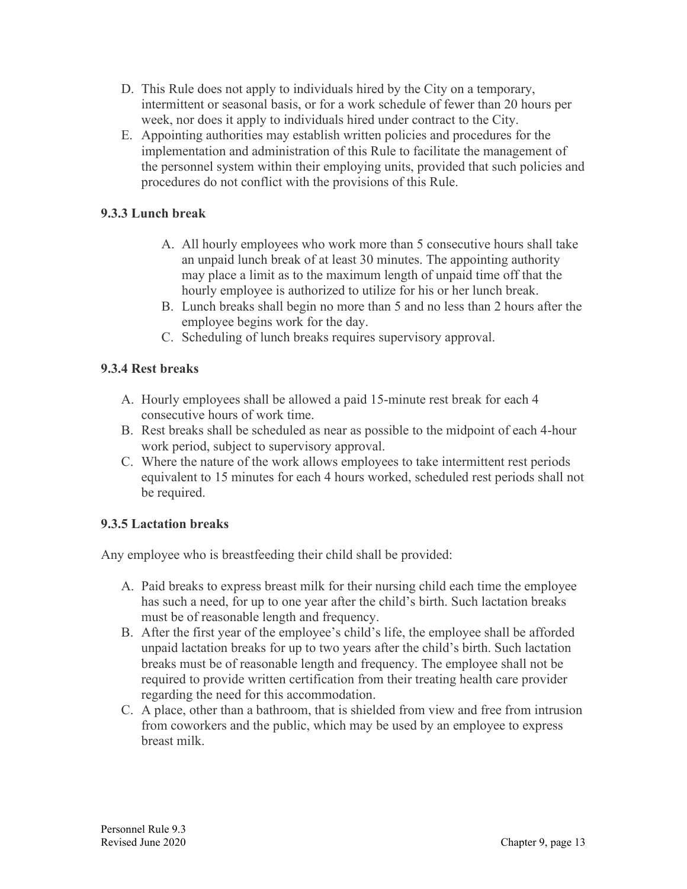D. This Rule does not apply to individuals hired by the City on a temporary, intermittent or seasonal basis, or for a work schedule of fewer than 20 hours per week, nor does it apply to individuals hired under contract to the City.
E. Appointing authorities may establish written policies and procedures for the implementation and administration of this Rule to facilitate the management of the personnel system within their employing units, provided that such policies and procedures do not conflict with the provisions of this Rule.

### 9.3.3 Lunch break

A. All hourly employees who work more than 5 consecutive hours shall take an unpaid lunch break of at least 30 minutes. The appointing authority may place a limit as to the maximum length of unpaid time off that the hourly employee is authorized to utilize for his or her lunch break.
B. Lunch breaks shall begin no more than 5 and no less than 2 hours after the employee begins work for the day.
C. Scheduling of lunch breaks requires supervisory approval.

### 9.3.4 Rest breaks

A. Hourly employees shall be allowed a paid 15-minute rest break for each 4 consecutive hours of work time.
B. Rest breaks shall be scheduled as near as possible to the midpoint of each 4-hour work period, subject to supervisory approval.
C. Where the nature of the work allows employees to take intermittent rest periods equivalent to 15 minutes for each 4 hours worked, scheduled rest periods shall not be required.

### 9.3.5 Lactation breaks

Any employee who is breastfeeding their child shall be provided:

A. Paid breaks to express breast milk for their nursing child each time the employee has such a need, for up to one year after the child's birth. Such lactation breaks must be of reasonable length and frequency.
B. After the first year of the employee's child's life, the employee shall be afforded unpaid lactation breaks for up to two years after the child's birth. Such lactation breaks must be of reasonable length and frequency. The employee shall not be required to provide written certification from their treating health care provider regarding the need for this accommodation.
C. A place, other than a bathroom, that is shielded from view and free from intrusion from coworkers and the public, which may be used by an employee to express breast milk.